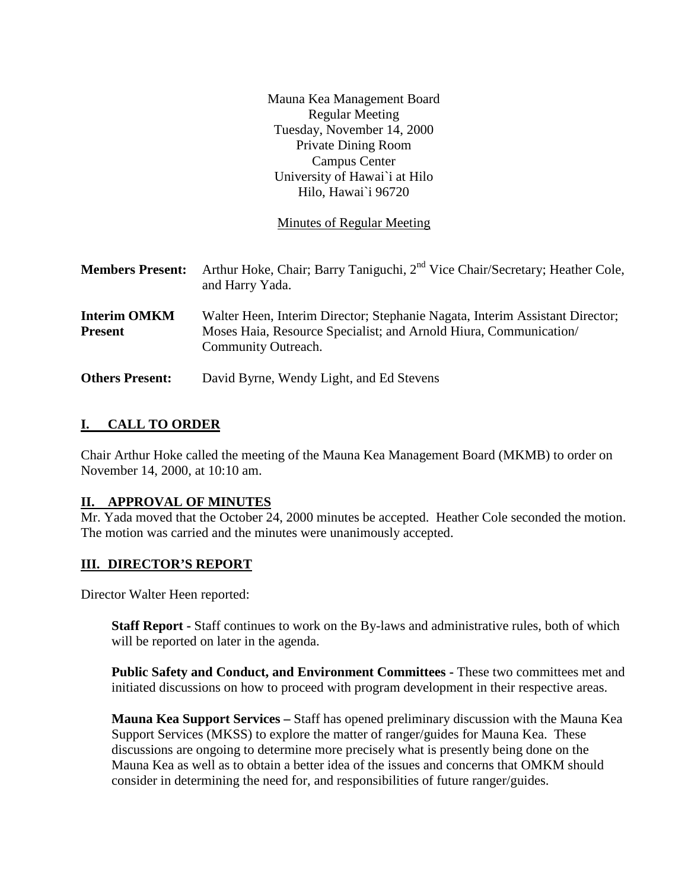Mauna Kea Management Board
Regular Meeting
Tuesday, November 14, 2000
Private Dining Room
Campus Center
University of Hawai`i at Hilo
Hilo, Hawai`i 96720

Minutes of Regular Meeting

**Members Present:** Arthur Hoke, Chair; Barry Taniguchi, 2nd Vice Chair/Secretary; Heather Cole, and Harry Yada.

**Interim OMKM Present** Walter Heen, Interim Director; Stephanie Nagata, Interim Assistant Director; Moses Haia, Resource Specialist; and Arnold Hiura, Communication/ Community Outreach.

**Others Present:** David Byrne, Wendy Light, and Ed Stevens

## I. CALL TO ORDER

Chair Arthur Hoke called the meeting of the Mauna Kea Management Board (MKMB) to order on November 14, 2000, at 10:10 am.

## II. APPROVAL OF MINUTES

Mr. Yada moved that the October 24, 2000 minutes be accepted. Heather Cole seconded the motion. The motion was carried and the minutes were unanimously accepted.

## III. DIRECTOR'S REPORT

Director Walter Heen reported:

**Staff Report -** Staff continues to work on the By-laws and administrative rules, both of which will be reported on later in the agenda.

**Public Safety and Conduct, and Environment Committees -** These two committees met and initiated discussions on how to proceed with program development in their respective areas.

**Mauna Kea Support Services –** Staff has opened preliminary discussion with the Mauna Kea Support Services (MKSS) to explore the matter of ranger/guides for Mauna Kea. These discussions are ongoing to determine more precisely what is presently being done on the Mauna Kea as well as to obtain a better idea of the issues and concerns that OMKM should consider in determining the need for, and responsibilities of future ranger/guides.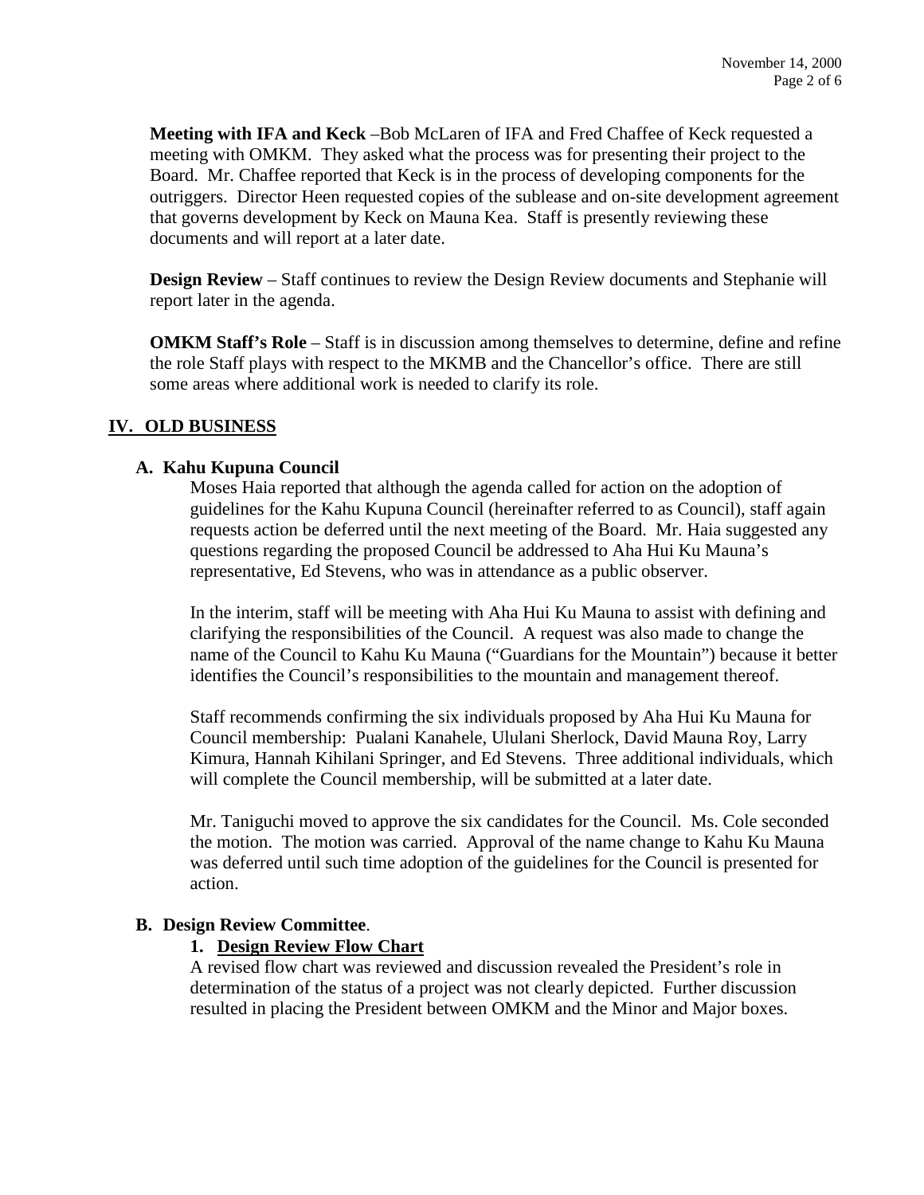**Meeting with IFA and Keck** –Bob McLaren of IFA and Fred Chaffee of Keck requested a meeting with OMKM. They asked what the process was for presenting their project to the Board. Mr. Chaffee reported that Keck is in the process of developing components for the outriggers. Director Heen requested copies of the sublease and on-site development agreement that governs development by Keck on Mauna Kea. Staff is presently reviewing these documents and will report at a later date.

**Design Review** – Staff continues to review the Design Review documents and Stephanie will report later in the agenda.

**OMKM Staff's Role** – Staff is in discussion among themselves to determine, define and refine the role Staff plays with respect to the MKMB and the Chancellor's office. There are still some areas where additional work is needed to clarify its role.

## IV. OLD BUSINESS

### A. Kahu Kupuna Council

Moses Haia reported that although the agenda called for action on the adoption of guidelines for the Kahu Kupuna Council (hereinafter referred to as Council), staff again requests action be deferred until the next meeting of the Board. Mr. Haia suggested any questions regarding the proposed Council be addressed to Aha Hui Ku Mauna's representative, Ed Stevens, who was in attendance as a public observer.

In the interim, staff will be meeting with Aha Hui Ku Mauna to assist with defining and clarifying the responsibilities of the Council. A request was also made to change the name of the Council to Kahu Ku Mauna ("Guardians for the Mountain") because it better identifies the Council's responsibilities to the mountain and management thereof.

Staff recommends confirming the six individuals proposed by Aha Hui Ku Mauna for Council membership: Pualani Kanahele, Ululani Sherlock, David Mauna Roy, Larry Kimura, Hannah Kihilani Springer, and Ed Stevens. Three additional individuals, which will complete the Council membership, will be submitted at a later date.

Mr. Taniguchi moved to approve the six candidates for the Council. Ms. Cole seconded the motion. The motion was carried. Approval of the name change to Kahu Ku Mauna was deferred until such time adoption of the guidelines for the Council is presented for action.

### B. Design Review Committee.

#### 1. Design Review Flow Chart

A revised flow chart was reviewed and discussion revealed the President's role in determination of the status of a project was not clearly depicted. Further discussion resulted in placing the President between OMKM and the Minor and Major boxes.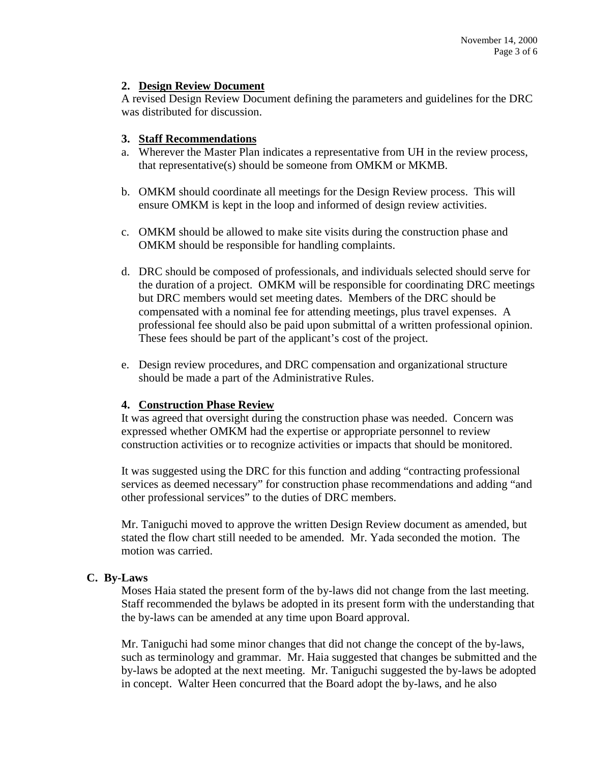**2. Design Review Document**

A revised Design Review Document defining the parameters and guidelines for the DRC was distributed for discussion.

**3. Staff Recommendations**

a. Wherever the Master Plan indicates a representative from UH in the review process, that representative(s) should be someone from OMKM or MKMB.

b. OMKM should coordinate all meetings for the Design Review process. This will ensure OMKM is kept in the loop and informed of design review activities.

c. OMKM should be allowed to make site visits during the construction phase and OMKM should be responsible for handling complaints.

d. DRC should be composed of professionals, and individuals selected should serve for the duration of a project. OMKM will be responsible for coordinating DRC meetings but DRC members would set meeting dates. Members of the DRC should be compensated with a nominal fee for attending meetings, plus travel expenses. A professional fee should also be paid upon submittal of a written professional opinion. These fees should be part of the applicant's cost of the project.

e. Design review procedures, and DRC compensation and organizational structure should be made a part of the Administrative Rules.

**4. Construction Phase Review**

It was agreed that oversight during the construction phase was needed. Concern was expressed whether OMKM had the expertise or appropriate personnel to review construction activities or to recognize activities or impacts that should be monitored.

It was suggested using the DRC for this function and adding "contracting professional services as deemed necessary" for construction phase recommendations and adding "and other professional services" to the duties of DRC members.

Mr. Taniguchi moved to approve the written Design Review document as amended, but stated the flow chart still needed to be amended. Mr. Yada seconded the motion. The motion was carried.

**C. By-Laws**

Moses Haia stated the present form of the by-laws did not change from the last meeting. Staff recommended the bylaws be adopted in its present form with the understanding that the by-laws can be amended at any time upon Board approval.

Mr. Taniguchi had some minor changes that did not change the concept of the by-laws, such as terminology and grammar. Mr. Haia suggested that changes be submitted and the by-laws be adopted at the next meeting. Mr. Taniguchi suggested the by-laws be adopted in concept. Walter Heen concurred that the Board adopt the by-laws, and he also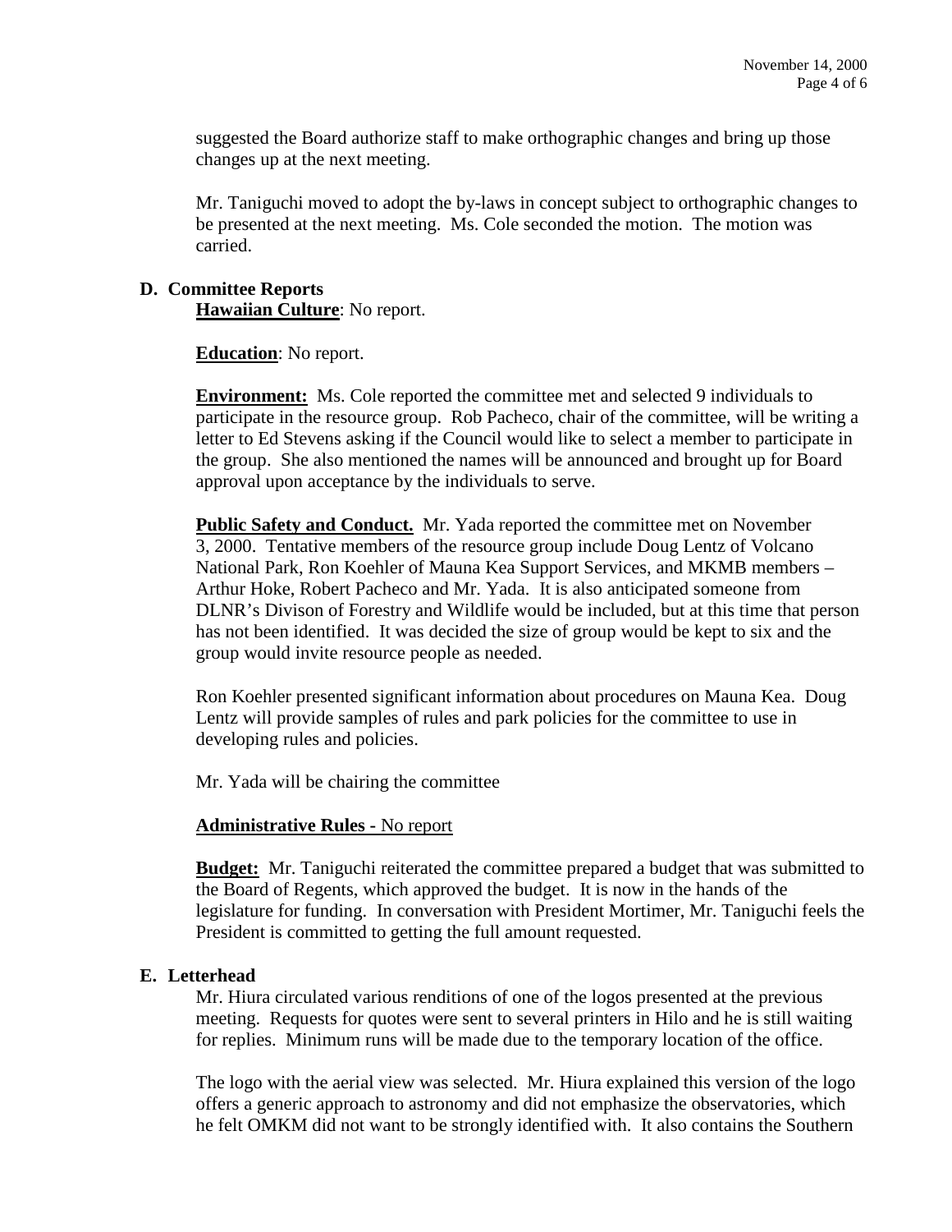suggested the Board authorize staff to make orthographic changes and bring up those changes up at the next meeting.

Mr. Taniguchi moved to adopt the by-laws in concept subject to orthographic changes to be presented at the next meeting. Ms. Cole seconded the motion. The motion was carried.

## D. Committee Reports

**Hawaiian Culture**: No report.

**Education**: No report.

**Environment:** Ms. Cole reported the committee met and selected 9 individuals to participate in the resource group. Rob Pacheco, chair of the committee, will be writing a letter to Ed Stevens asking if the Council would like to select a member to participate in the group. She also mentioned the names will be announced and brought up for Board approval upon acceptance by the individuals to serve.

**Public Safety and Conduct.** Mr. Yada reported the committee met on November 3, 2000. Tentative members of the resource group include Doug Lentz of Volcano National Park, Ron Koehler of Mauna Kea Support Services, and MKMB members – Arthur Hoke, Robert Pacheco and Mr. Yada. It is also anticipated someone from DLNR's Divison of Forestry and Wildlife would be included, but at this time that person has not been identified. It was decided the size of group would be kept to six and the group would invite resource people as needed.

Ron Koehler presented significant information about procedures on Mauna Kea. Doug Lentz will provide samples of rules and park policies for the committee to use in developing rules and policies.

Mr. Yada will be chairing the committee

**Administrative Rules -** No report

**Budget:** Mr. Taniguchi reiterated the committee prepared a budget that was submitted to the Board of Regents, which approved the budget. It is now in the hands of the legislature for funding. In conversation with President Mortimer, Mr. Taniguchi feels the President is committed to getting the full amount requested.

## E. Letterhead

Mr. Hiura circulated various renditions of one of the logos presented at the previous meeting. Requests for quotes were sent to several printers in Hilo and he is still waiting for replies. Minimum runs will be made due to the temporary location of the office.

The logo with the aerial view was selected. Mr. Hiura explained this version of the logo offers a generic approach to astronomy and did not emphasize the observatories, which he felt OMKM did not want to be strongly identified with. It also contains the Southern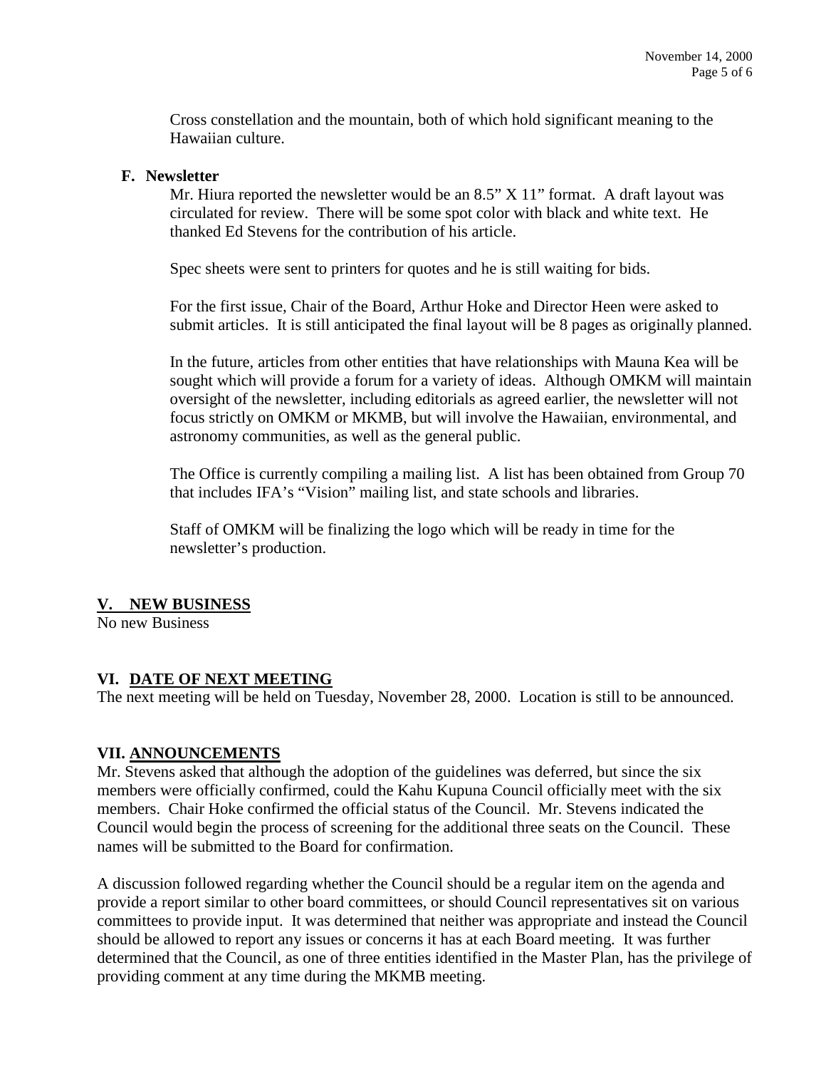Cross constellation and the mountain, both of which hold significant meaning to the Hawaiian culture.

**F. Newsletter**

Mr. Hiura reported the newsletter would be an 8.5" X 11" format. A draft layout was circulated for review. There will be some spot color with black and white text. He thanked Ed Stevens for the contribution of his article.

Spec sheets were sent to printers for quotes and he is still waiting for bids.

For the first issue, Chair of the Board, Arthur Hoke and Director Heen were asked to submit articles. It is still anticipated the final layout will be 8 pages as originally planned.

In the future, articles from other entities that have relationships with Mauna Kea will be sought which will provide a forum for a variety of ideas. Although OMKM will maintain oversight of the newsletter, including editorials as agreed earlier, the newsletter will not focus strictly on OMKM or MKMB, but will involve the Hawaiian, environmental, and astronomy communities, as well as the general public.

The Office is currently compiling a mailing list. A list has been obtained from Group 70 that includes IFA's "Vision" mailing list, and state schools and libraries.

Staff of OMKM will be finalizing the logo which will be ready in time for the newsletter's production.

## V. NEW BUSINESS

No new Business

## VI. DATE OF NEXT MEETING

The next meeting will be held on Tuesday, November 28, 2000. Location is still to be announced.

## VII. ANNOUNCEMENTS

Mr. Stevens asked that although the adoption of the guidelines was deferred, but since the six members were officially confirmed, could the Kahu Kupuna Council officially meet with the six members. Chair Hoke confirmed the official status of the Council. Mr. Stevens indicated the Council would begin the process of screening for the additional three seats on the Council. These names will be submitted to the Board for confirmation.

A discussion followed regarding whether the Council should be a regular item on the agenda and provide a report similar to other board committees, or should Council representatives sit on various committees to provide input. It was determined that neither was appropriate and instead the Council should be allowed to report any issues or concerns it has at each Board meeting. It was further determined that the Council, as one of three entities identified in the Master Plan, has the privilege of providing comment at any time during the MKMB meeting.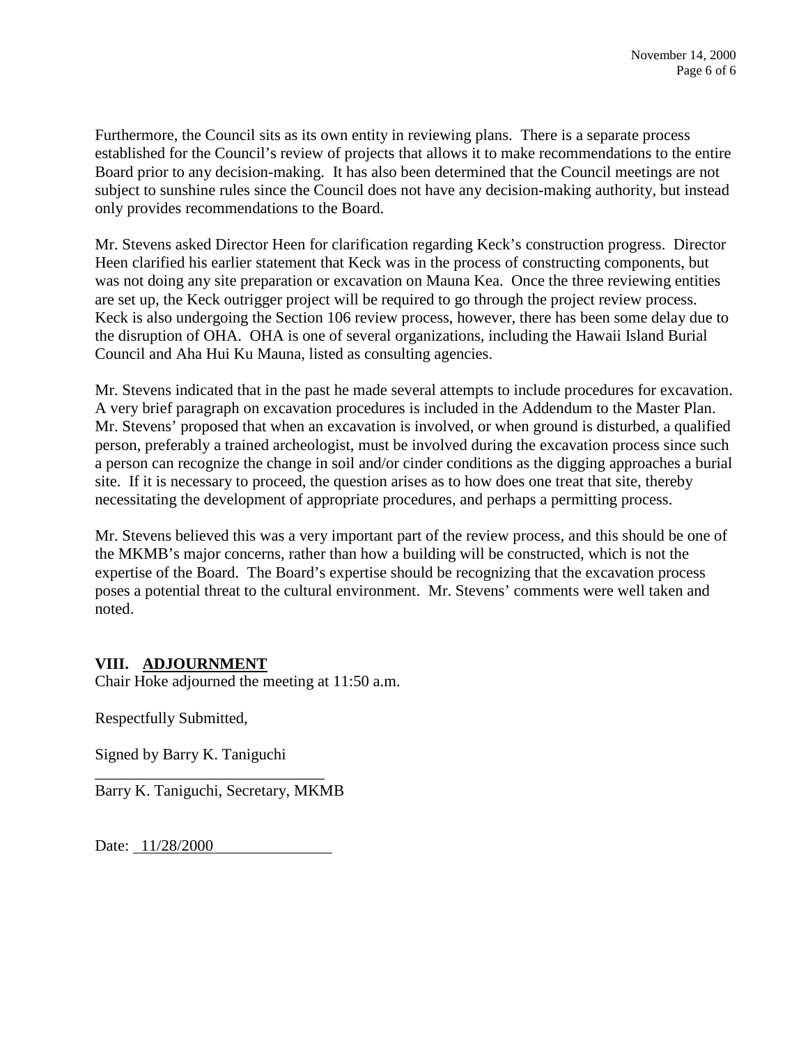Furthermore, the Council sits as its own entity in reviewing plans. There is a separate process established for the Council's review of projects that allows it to make recommendations to the entire Board prior to any decision-making. It has also been determined that the Council meetings are not subject to sunshine rules since the Council does not have any decision-making authority, but instead only provides recommendations to the Board.

Mr. Stevens asked Director Heen for clarification regarding Keck's construction progress. Director Heen clarified his earlier statement that Keck was in the process of constructing components, but was not doing any site preparation or excavation on Mauna Kea. Once the three reviewing entities are set up, the Keck outrigger project will be required to go through the project review process. Keck is also undergoing the Section 106 review process, however, there has been some delay due to the disruption of OHA. OHA is one of several organizations, including the Hawaii Island Burial Council and Aha Hui Ku Mauna, listed as consulting agencies.

Mr. Stevens indicated that in the past he made several attempts to include procedures for excavation. A very brief paragraph on excavation procedures is included in the Addendum to the Master Plan. Mr. Stevens' proposed that when an excavation is involved, or when ground is disturbed, a qualified person, preferably a trained archeologist, must be involved during the excavation process since such a person can recognize the change in soil and/or cinder conditions as the digging approaches a burial site. If it is necessary to proceed, the question arises as to how does one treat that site, thereby necessitating the development of appropriate procedures, and perhaps a permitting process.

Mr. Stevens believed this was a very important part of the review process, and this should be one of the MKMB's major concerns, rather than how a building will be constructed, which is not the expertise of the Board. The Board's expertise should be recognizing that the excavation process poses a potential threat to the cultural environment. Mr. Stevens' comments were well taken and noted.

## VIII. ADJOURNMENT

Chair Hoke adjourned the meeting at 11:50 a.m.

Respectfully Submitted,

Signed by Barry K. Taniguchi

_____________________________

Barry K. Taniguchi, Secretary, MKMB

Date: 11/28/2000